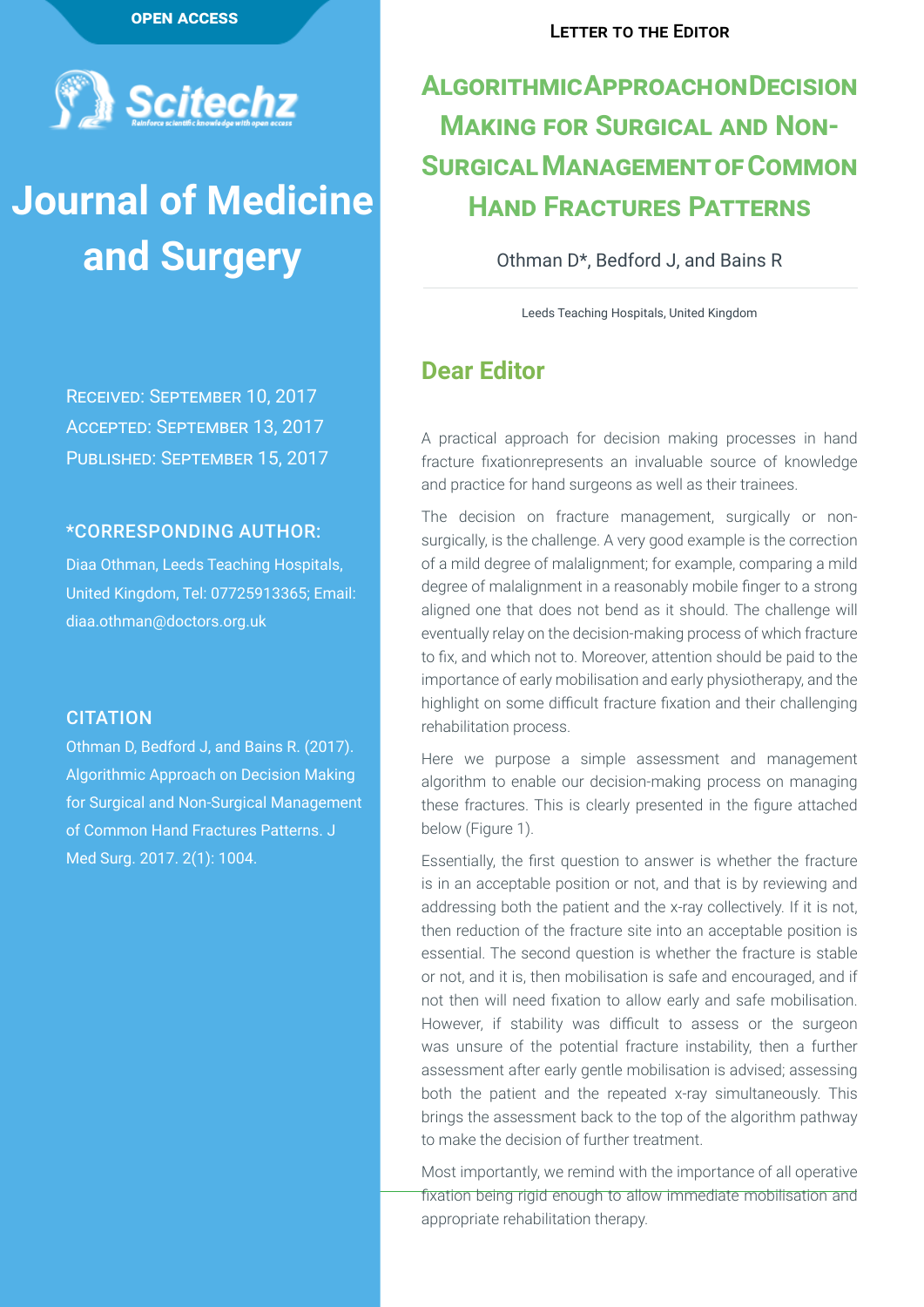**OPEN ACCESS**

# Journal of Medicine and Surgery

Received: September 10, 2017
Accepted: September 13, 2017
Published: September 15, 2017

**\*CORRESPONDING AUTHOR:**

Diaa Othman, Leeds Teaching Hospitals, United Kingdom, Tel: 07725913365; Email: diaa.othman@doctors.org.uk

**CITATION**

Othman D, Bedford J, and Bains R. (2017). Algorithmic Approach on Decision Making for Surgical and Non-Surgical Management of Common Hand Fractures Patterns. J Med Surg. 2017. 2(1): 1004.

Letter to the Editor

# Algorithmic Approach on Decision Making for Surgical and Non-Surgical Management of Common Hand Fractures Patterns

Othman D*, Bedford J, and Bains R

Leeds Teaching Hospitals, United Kingdom

## Dear Editor

A practical approach for decision making processes in hand fracture fixationrepresents an invaluable source of knowledge and practice for hand surgeons as well as their trainees.

The decision on fracture management, surgically or non-surgically, is the challenge. A very good example is the correction of a mild degree of malalignment; for example, comparing a mild degree of malalignment in a reasonably mobile finger to a strong aligned one that does not bend as it should. The challenge will eventually relay on the decision-making process of which fracture to fix, and which not to. Moreover, attention should be paid to the importance of early mobilisation and early physiotherapy, and the highlight on some difficult fracture fixation and their challenging rehabilitation process.

Here we purpose a simple assessment and management algorithm to enable our decision-making process on managing these fractures. This is clearly presented in the figure attached below (Figure 1).

Essentially, the first question to answer is whether the fracture is in an acceptable position or not, and that is by reviewing and addressing both the patient and the x-ray collectively. If it is not, then reduction of the fracture site into an acceptable position is essential. The second question is whether the fracture is stable or not, and it is, then mobilisation is safe and encouraged, and if not then will need fixation to allow early and safe mobilisation. However, if stability was difficult to assess or the surgeon was unsure of the potential fracture instability, then a further assessment after early gentle mobilisation is advised; assessing both the patient and the repeated x-ray simultaneously. This brings the assessment back to the top of the algorithm pathway to make the decision of further treatment.

Most importantly, we remind with the importance of all operative fixation being rigid enough to allow immediate mobilisation and appropriate rehabilitation therapy.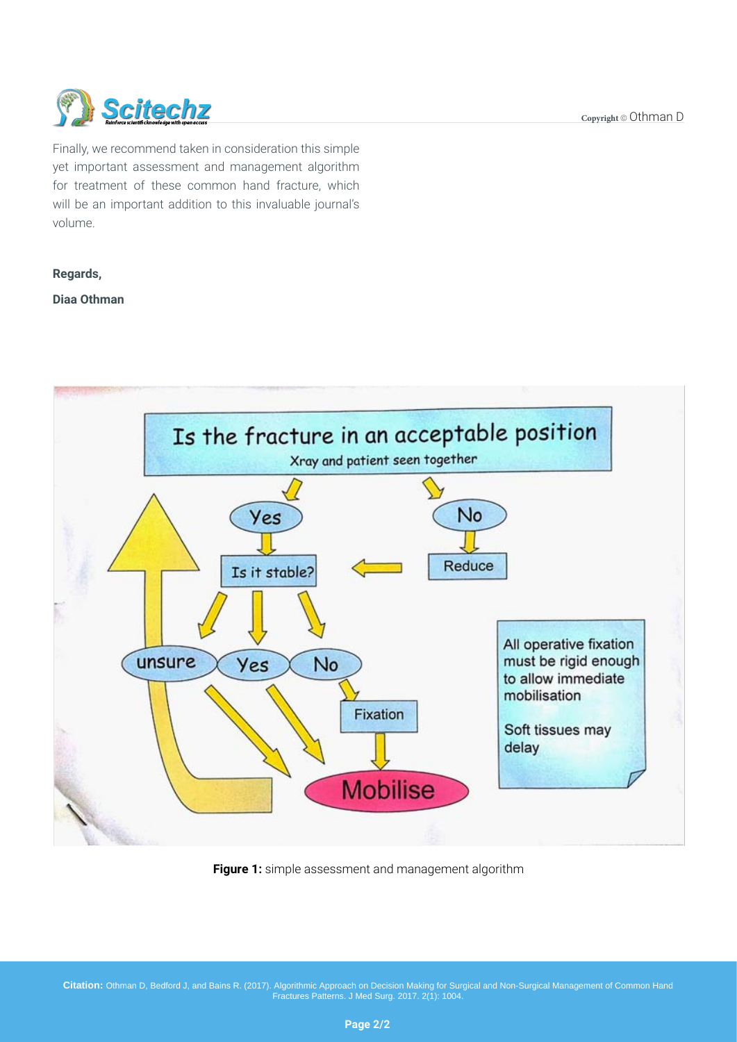Finally, we recommend taken in consideration this simple yet important assessment and management algorithm for treatment of these common hand fracture, which will be an important addition to this invaluable journal's volume.

**Regards,**

**Diaa Othman**

Is the fracture in an acceptable position

Xray and patient seen together

Yes

No

Reduce

Is it stable?

unsure

Yes

No

Fixation

Mobilise

All operative fixation must be rigid enough to allow immediate mobilisation

Soft tissues may delay

**Figure 1:** simple assessment and management algorithm

**Citation:** Othman D, Bedford J, and Bains R. (2017). Algorithmic Approach on Decision Making for Surgical and Non-Surgical Management of Common Hand Fractures Patterns. J Med Surg. 2017. 2(1): 1004.